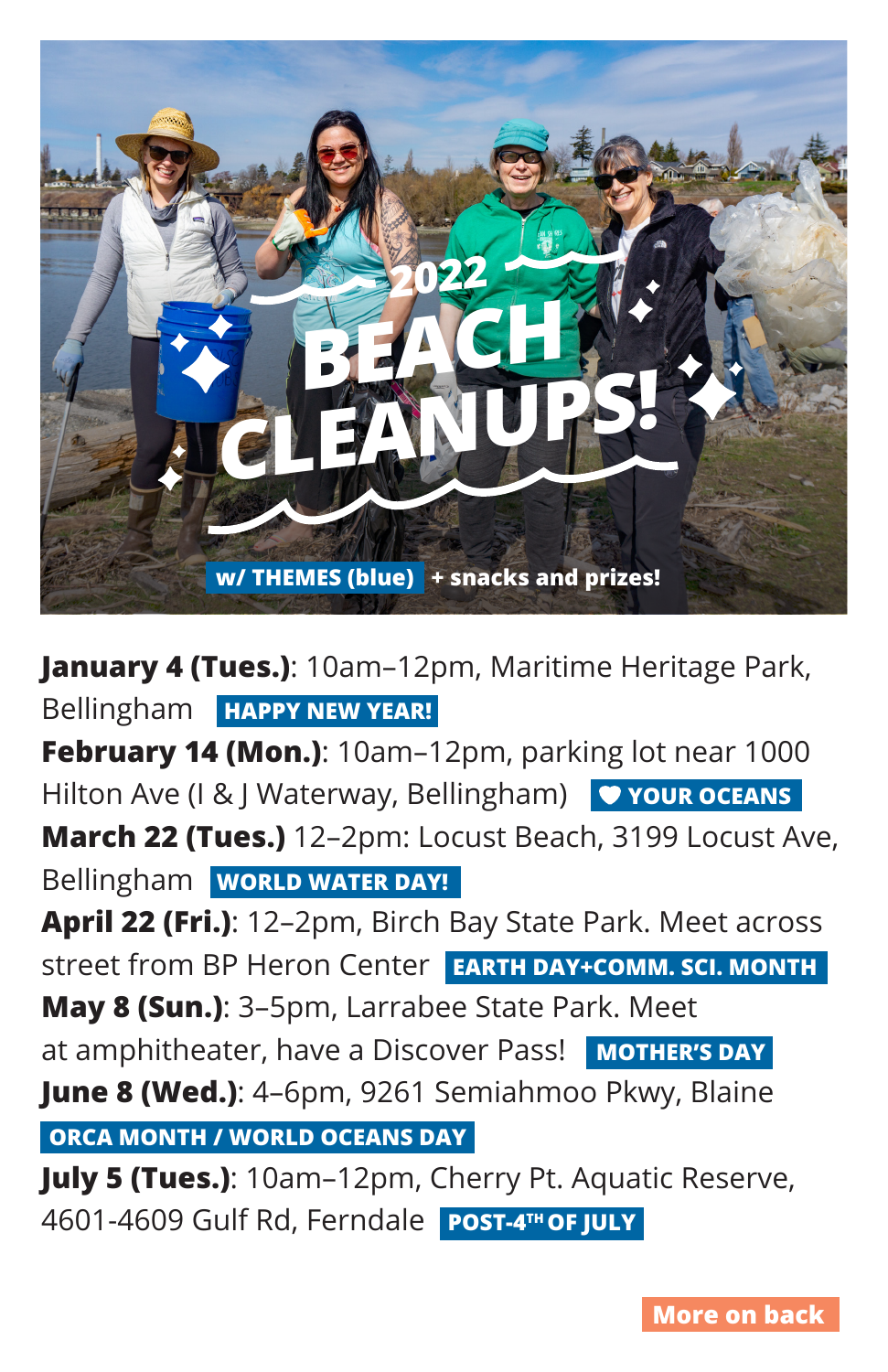# 2022 BEACH CLEANUPS!

w/ THEMES (blue) + snacks and prizes!

**January 4 (Tues.)**: 10am–12pm, Maritime Heritage Park, Bellingham **HAPPY NEW YEAR!**

**February 14 (Mon.)**: 10am–12pm, parking lot near 1000 Hilton Ave (I & J Waterway, Bellingham) **♥ YOUR OCEANS**

**March 22 (Tues.)** 12–2pm: Locust Beach, 3199 Locust Ave, Bellingham **WORLD WATER DAY!**

**April 22 (Fri.)**: 12–2pm, Birch Bay State Park. Meet across street from BP Heron Center **EARTH DAY+COMM. SCI. MONTH**

**May 8 (Sun.)**: 3–5pm, Larrabee State Park. Meet at amphitheater, have a Discover Pass! **MOTHER'S DAY**

**June 8 (Wed.)**: 4–6pm, 9261 Semiahmoo Pkwy, Blaine **ORCA MONTH / WORLD OCEANS DAY**

**July 5 (Tues.)**: 10am–12pm, Cherry Pt. Aquatic Reserve, 4601-4609 Gulf Rd, Ferndale **POST-4TH OF JULY**

**More on back**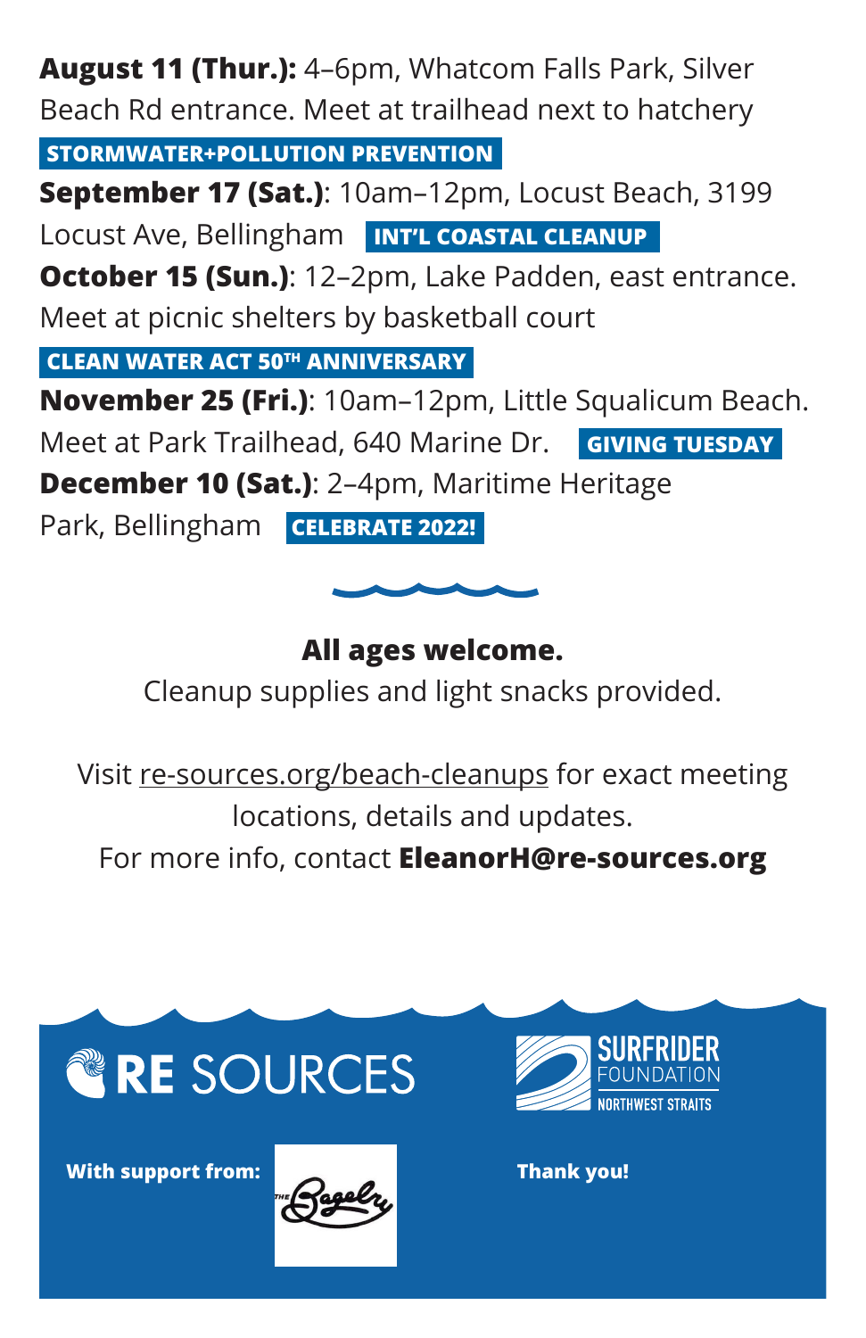**August 11 (Thur.):** 4–6pm, Whatcom Falls Park, Silver Beach Rd entrance. Meet at trailhead next to hatchery

**STORMWATER+POLLUTION PREVENTION**

**September 17 (Sat.)**: 10am–12pm, Locust Beach, 3199 Locust Ave, Bellingham **INT'L COASTAL CLEANUP**

**October 15 (Sun.)**: 12–2pm, Lake Padden, east entrance. Meet at picnic shelters by basketball court

**CLEAN WATER ACT 50TH ANNIVERSARY**

**November 25 (Fri.)**: 10am–12pm, Little Squalicum Beach. Meet at Park Trailhead, 640 Marine Dr. **GIVING TUESDAY**

**December 10 (Sat.)**: 2–4pm, Maritime Heritage Park, Bellingham **CELEBRATE 2022!**

**All ages welcome.**

Cleanup supplies and light snacks provided.

Visit re-sources.org/beach-cleanups for exact meeting locations, details and updates.

For more info, contact **EleanorH@re-sources.org**

**RE SOURCES**

**SURFRIDER FOUNDATION NORTHWEST STRAITS**

**With support from:** The Bagelry

**Thank you!**